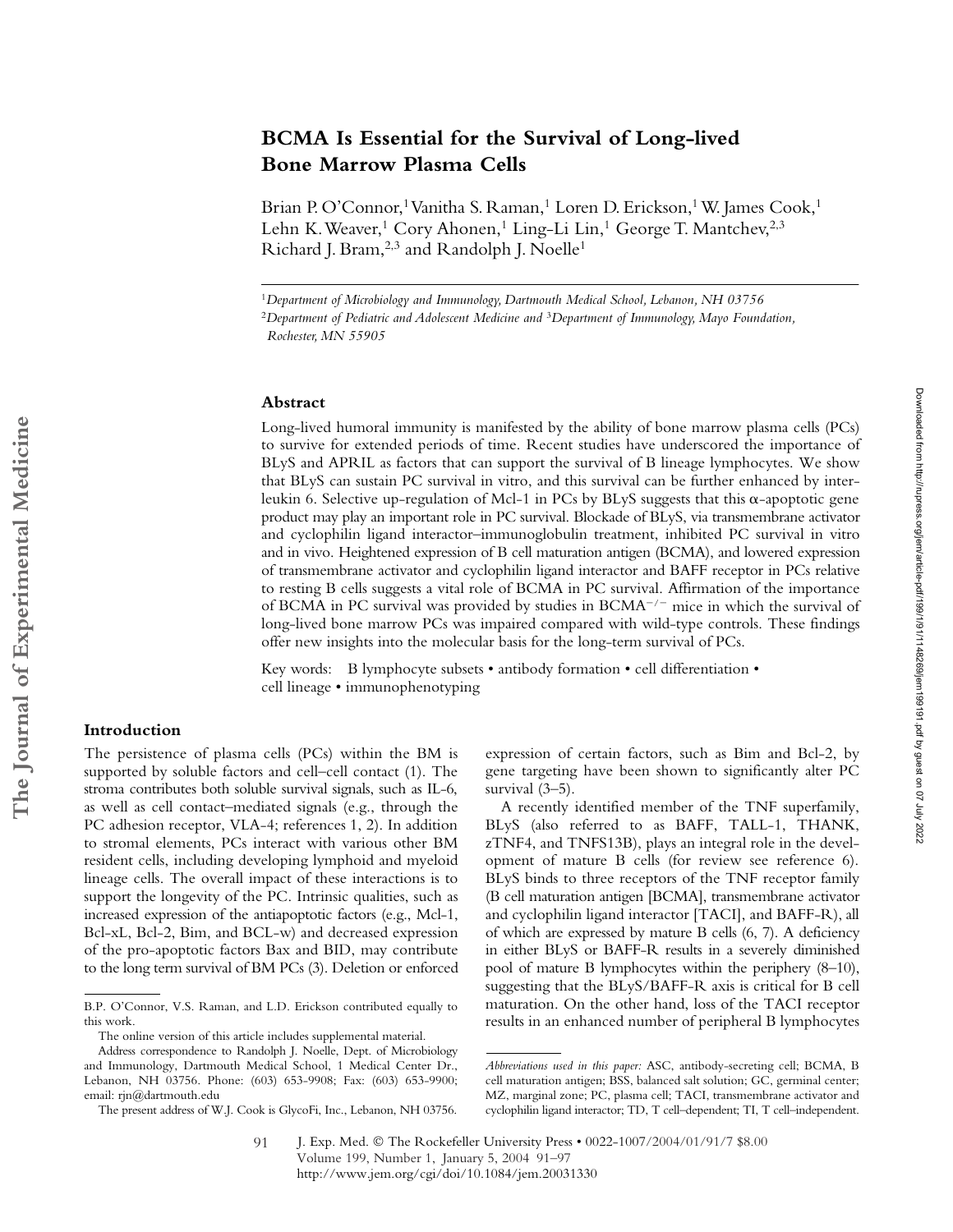# BCMA Is Essential for the Survival of Long-lived Bone Marrow Plasma Cells

Brian P. O'Connor,[1] Vanitha S. Raman,[1] Loren D. Erickson,[1] W. James Cook,[1] Lehn K. Weaver,[1] Cory Ahonen,[1] Ling-Li Lin,[1] George T. Mantchev,[2,3] Richard J. Bram,[2,3] and Randolph J. Noelle[1]

[1]*Department of Microbiology and Immunology, Dartmouth Medical School, Lebanon, NH 03756*
[2]*Department of Pediatric and Adolescent Medicine and* [3]*Department of Immunology, Mayo Foundation, Rochester, MN 55905*

## Abstract

Long-lived humoral immunity is manifested by the ability of bone marrow plasma cells (PCs) to survive for extended periods of time. Recent studies have underscored the importance of BLyS and APRIL as factors that can support the survival of B lineage lymphocytes. We show that BLyS can sustain PC survival in vitro, and this survival can be further enhanced by interleukin 6. Selective up-regulation of Mcl-1 in PCs by BLyS suggests that this α-apoptotic gene product may play an important role in PC survival. Blockade of BLyS, via transmembrane activator and cyclophilin ligand interactor–immunoglobulin treatment, inhibited PC survival in vitro and in vivo. Heightened expression of B cell maturation antigen (BCMA), and lowered expression of transmembrane activator and cyclophilin ligand interactor and BAFF receptor in PCs relative to resting B cells suggests a vital role of BCMA in PC survival. Affirmation of the importance of BCMA in PC survival was provided by studies in BCMA$^{-/-}$ mice in which the survival of long-lived bone marrow PCs was impaired compared with wild-type controls. These findings offer new insights into the molecular basis for the long-term survival of PCs.

Key words: B lymphocyte subsets • antibody formation • cell differentiation • cell lineage • immunophenotyping

## Introduction

The persistence of plasma cells (PCs) within the BM is supported by soluble factors and cell–cell contact (1). The stroma contributes both soluble survival signals, such as IL-6, as well as cell contact–mediated signals (e.g., through the PC adhesion receptor, VLA-4; references 1, 2). In addition to stromal elements, PCs interact with various other BM resident cells, including developing lymphoid and myeloid lineage cells. The overall impact of these interactions is to support the longevity of the PC. Intrinsic qualities, such as increased expression of the antiapoptotic factors (e.g., Mcl-1, Bcl-xL, Bcl-2, Bim, and BCL-w) and decreased expression of the pro-apoptotic factors Bax and BID, may contribute to the long term survival of BM PCs (3). Deletion or enforced expression of certain factors, such as Bim and Bcl-2, by gene targeting have been shown to significantly alter PC survival (3–5).

A recently identified member of the TNF superfamily, BLyS (also referred to as BAFF, TALL-1, THANK, zTNF4, and TNFS13B), plays an integral role in the development of mature B cells (for review see reference 6). BLyS binds to three receptors of the TNF receptor family (B cell maturation antigen [BCMA], transmembrane activator and cyclophilin ligand interactor [TACI], and BAFF-R), all of which are expressed by mature B cells (6, 7). A deficiency in either BLyS or BAFF-R results in a severely diminished pool of mature B lymphocytes within the periphery (8–10), suggesting that the BLyS/BAFF-R axis is critical for B cell maturation. On the other hand, loss of the TACI receptor results in an enhanced number of peripheral B lymphocytes

---

B.P. O'Connor, V.S. Raman, and L.D. Erickson contributed equally to this work.

The online version of this article includes supplemental material.

Address correspondence to Randolph J. Noelle, Dept. of Microbiology and Immunology, Dartmouth Medical School, 1 Medical Center Dr., Lebanon, NH 03756. Phone: (603) 653-9908; Fax: (603) 653-9900; email: rjn@dartmouth.edu

The present address of W.J. Cook is GlycoFi, Inc., Lebanon, NH 03756.

*Abbreviations used in this paper:* ASC, antibody-secreting cell; BCMA, B cell maturation antigen; BSS, balanced salt solution; GC, germinal center; MZ, marginal zone; PC, plasma cell; TACI, transmembrane activator and cyclophilin ligand interactor; TD, T cell–dependent; TI, T cell–independent.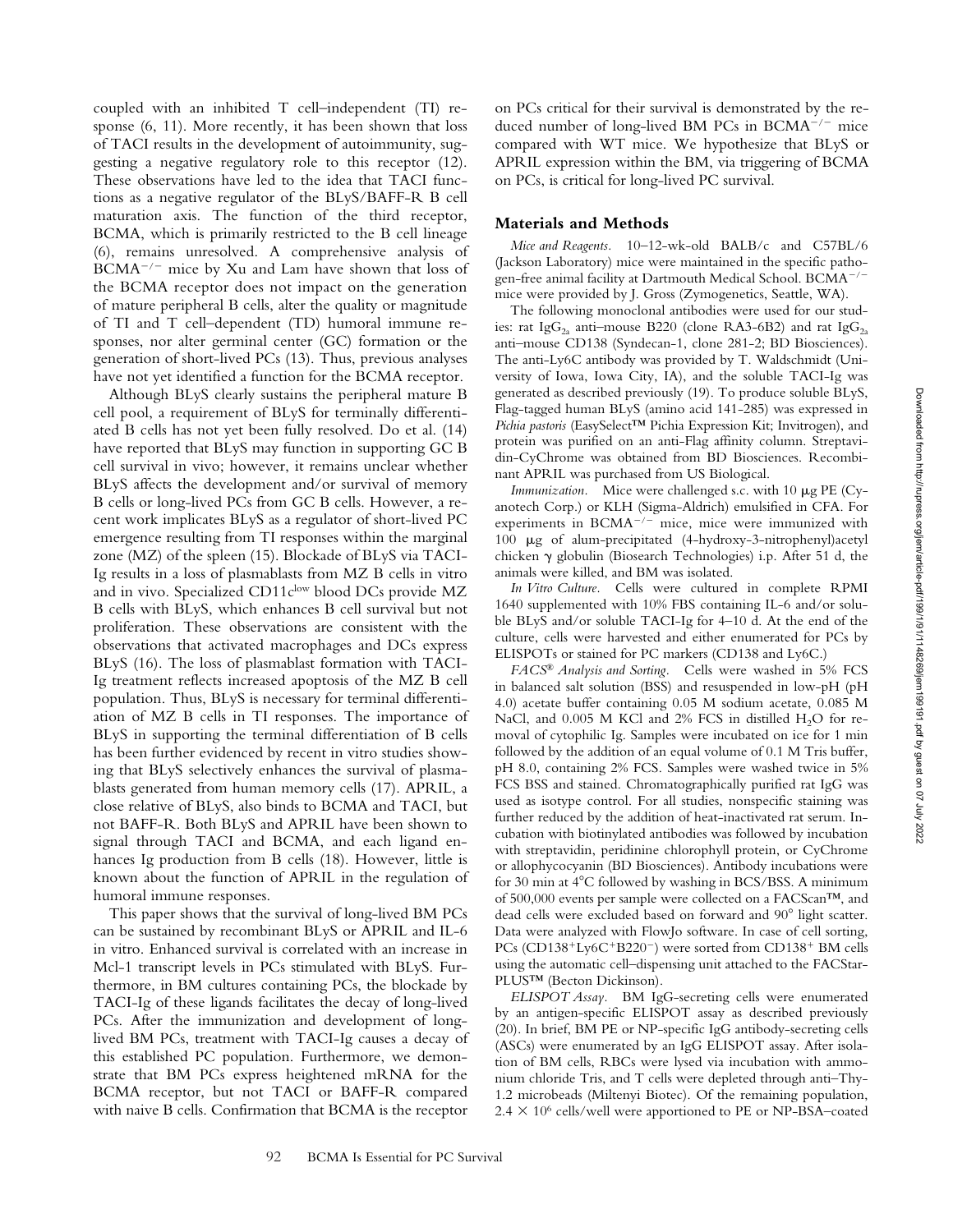coupled with an inhibited T cell–independent (TI) response (6, 11). More recently, it has been shown that loss of TACI results in the development of autoimmunity, suggesting a negative regulatory role to this receptor (12). These observations have led to the idea that TACI functions as a negative regulator of the BLyS/BAFF-R B cell maturation axis. The function of the third receptor, BCMA, which is primarily restricted to the B cell lineage (6), remains unresolved. A comprehensive analysis of BCMA$^{-/-}$ mice by Xu and Lam have shown that loss of the BCMA receptor does not impact on the generation of mature peripheral B cells, alter the quality or magnitude of TI and T cell–dependent (TD) humoral immune responses, nor alter germinal center (GC) formation or the generation of short-lived PCs (13). Thus, previous analyses have not yet identified a function for the BCMA receptor.

Although BLyS clearly sustains the peripheral mature B cell pool, a requirement of BLyS for terminally differentiated B cells has not yet been fully resolved. Do et al. (14) have reported that BLyS may function in supporting GC B cell survival in vivo; however, it remains unclear whether BLyS affects the development and/or survival of memory B cells or long-lived PCs from GC B cells. However, a recent work implicates BLyS as a regulator of short-lived PC emergence resulting from TI responses within the marginal zone (MZ) of the spleen (15). Blockade of BLyS via TACI-Ig results in a loss of plasmablasts from MZ B cells in vitro and in vivo. Specialized CD11c$^{low}$ blood DCs provide MZ B cells with BLyS, which enhances B cell survival but not proliferation. These observations are consistent with the observations that activated macrophages and DCs express BLyS (16). The loss of plasmablast formation with TACI-Ig treatment reflects increased apoptosis of the MZ B cell population. Thus, BLyS is necessary for terminal differentiation of MZ B cells in TI responses. The importance of BLyS in supporting the terminal differentiation of B cells has been further evidenced by recent in vitro studies showing that BLyS selectively enhances the survival of plasmablasts generated from human memory cells (17). APRIL, a close relative of BLyS, also binds to BCMA and TACI, but not BAFF-R. Both BLyS and APRIL have been shown to signal through TACI and BCMA, and each ligand enhances Ig production from B cells (18). However, little is known about the function of APRIL in the regulation of humoral immune responses.

This paper shows that the survival of long-lived BM PCs can be sustained by recombinant BLyS or APRIL and IL-6 in vitro. Enhanced survival is correlated with an increase in Mcl-1 transcript levels in PCs stimulated with BLyS. Furthermore, in BM cultures containing PCs, the blockade by TACI-Ig of these ligands facilitates the decay of long-lived PCs. After the immunization and development of long-lived BM PCs, treatment with TACI-Ig causes a decay of this established PC population. Furthermore, we demonstrate that BM PCs express heightened mRNA for the BCMA receptor, but not TACI or BAFF-R compared with naive B cells. Confirmation that BCMA is the receptor on PCs critical for their survival is demonstrated by the reduced number of long-lived BM PCs in BCMA$^{-/-}$ mice compared with WT mice. We hypothesize that BLyS or APRIL expression within the BM, via triggering of BCMA on PCs, is critical for long-lived PC survival.

## Materials and Methods

*Mice and Reagents.* 10–12-wk-old BALB/c and C57BL/6 (Jackson Laboratory) mice were maintained in the specific pathogen-free animal facility at Dartmouth Medical School. BCMA$^{-/-}$ mice were provided by J. Gross (Zymogenetics, Seattle, WA).

The following monoclonal antibodies were used for our studies: rat $IgG_{2a}$ anti–mouse B220 (clone RA3-6B2) and rat $IgG_{2a}$ anti–mouse CD138 (Syndecan-1, clone 281-2; BD Biosciences). The anti-Ly6C antibody was provided by T. Waldschmidt (University of Iowa, Iowa City, IA), and the soluble TACI-Ig was generated as described previously (19). To produce soluble BLyS, Flag-tagged human BLyS (amino acid 141-285) was expressed in *Pichia pastoris* (EasySelect™ Pichia Expression Kit; Invitrogen), and protein was purified on an anti-Flag affinity column. Streptavidin-CyChrome was obtained from BD Biosciences. Recombinant APRIL was purchased from US Biological.

*Immunization.* Mice were challenged s.c. with 10 μg PE (Cyanotech Corp.) or KLH (Sigma-Aldrich) emulsified in CFA. For experiments in BCMA$^{-/-}$ mice, mice were immunized with 100 μg of alum-precipitated (4-hydroxy-3-nitrophenyl)acetyl chicken γ globulin (Biosearch Technologies) i.p. After 51 d, the animals were killed, and BM was isolated.

*In Vitro Culture.* Cells were cultured in complete RPMI 1640 supplemented with 10% FBS containing IL-6 and/or soluble BLyS and/or soluble TACI-Ig for 4–10 d. At the end of the culture, cells were harvested and either enumerated for PCs by ELISPOTs or stained for PC markers (CD138 and Ly6C.)

*FACS® Analysis and Sorting.* Cells were washed in 5% FCS in balanced salt solution (BSS) and resuspended in low-pH (pH 4.0) acetate buffer containing 0.05 M sodium acetate, 0.085 M NaCl, and 0.005 M KCl and 2% FCS in distilled $H_2O$ for removal of cytophilic Ig. Samples were incubated on ice for 1 min followed by the addition of an equal volume of 0.1 M Tris buffer, pH 8.0, containing 2% FCS. Samples were washed twice in 5% FCS BSS and stained. Chromatographically purified rat IgG was used as isotype control. For all studies, nonspecific staining was further reduced by the addition of heat-inactivated rat serum. Incubation with biotinylated antibodies was followed by incubation with streptavidin, peridinine chlorophyll protein, or CyChrome or allophycocyanin (BD Biosciences). Antibody incubations were for 30 min at 4°C followed by washing in BCS/BSS. A minimum of 500,000 events per sample were collected on a FACScan™, and dead cells were excluded based on forward and 90° light scatter. Data were analyzed with FlowJo software. In case of cell sorting, PCs (CD138$^+$Ly6C$^+$B220$^-$) were sorted from CD138$^+$ BM cells using the automatic cell–dispensing unit attached to the FACStar-PLUS™ (Becton Dickinson).

*ELISPOT Assay.* BM IgG-secreting cells were enumerated by an antigen-specific ELISPOT assay as described previously (20). In brief, BM PE or NP-specific IgG antibody-secreting cells (ASCs) were enumerated by an IgG ELISPOT assay. After isolation of BM cells, RBCs were lysed via incubation with ammonium chloride Tris, and T cells were depleted through anti–Thy-1.2 microbeads (Miltenyi Biotec). Of the remaining population, $2.4 \times 10^6$ cells/well were apportioned to PE or NP-BSA–coated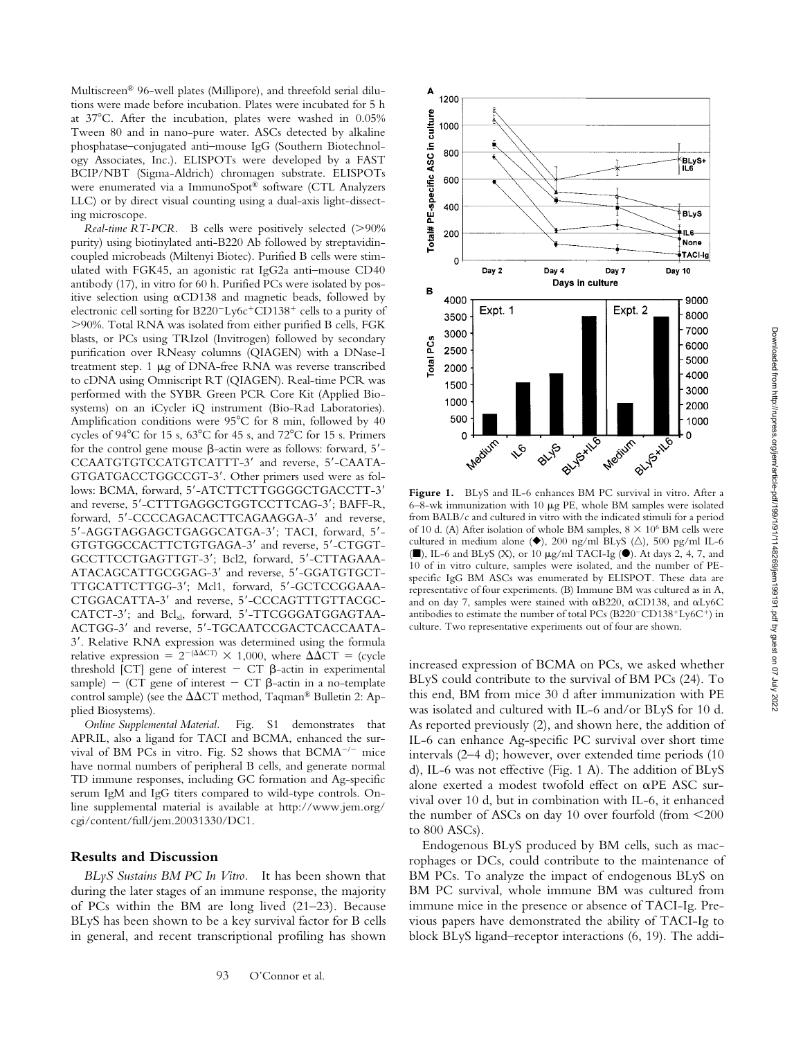Multiscreen® 96-well plates (Millipore), and threefold serial dilutions were made before incubation. Plates were incubated for 5 h at 37°C. After the incubation, plates were washed in 0.05% Tween 80 and in nano-pure water. ASCs detected by alkaline phosphatase–conjugated anti–mouse IgG (Southern Biotechnology Associates, Inc.). ELISPOTs were developed by a FAST BCIP/NBT (Sigma-Aldrich) chromagen substrate. ELISPOTs were enumerated via a ImmunoSpot® software (CTL Analyzers LLC) or by direct visual counting using a dual-axis light-dissecting microscope.

*Real-time RT-PCR.* B cells were positively selected (>90% purity) using biotinylated anti-B220 Ab followed by streptavidin-coupled microbeads (Miltenyi Biotec). Purified B cells were stimulated with FGK45, an agonistic rat IgG2a anti–mouse CD40 antibody (17), in vitro for 60 h. Purified PCs were isolated by positive selection using αCD138 and magnetic beads, followed by electronic cell sorting for B220⁻Ly6c⁺CD138⁺ cells to a purity of >90%. Total RNA was isolated from either purified B cells, FGK blasts, or PCs using TRIzol (Invitrogen) followed by secondary purification over RNeasy columns (QIAGEN) with a DNase-I treatment step. 1 μg of DNA-free RNA was reverse transcribed to cDNA using Omniscript RT (QIAGEN). Real-time PCR was performed with the SYBR Green PCR Core Kit (Applied Biosystems) on an iCycler iQ instrument (Bio-Rad Laboratories). Amplification conditions were 95°C for 8 min, followed by 40 cycles of 94°C for 15 s, 63°C for 45 s, and 72°C for 15 s. Primers for the control gene mouse β-actin were as follows: forward, 5′-CCAATGTGTCCATGTCATTT-3′ and reverse, 5′-CAATAGTGATGACCTGGCCGT-3′. Other primers used were as follows: BCMA, forward, 5′-ATCTTCTTGGGGCTGACCTT-3′ and reverse, 5′-CTTTGAGGCTGGTCCTTCAG-3′; BAFF-R, forward, 5′-CCCCAGACACTTCAGAAGGA-3′ and reverse, 5′-AGGTAGGAGCTGAGGCATGA-3′; TACI, forward, 5′-GTGTGGCCACTTCTGTGAGA-3′ and reverse, 5′-CTGGTGCCTTCCTGAGTTGT-3′; Bcl2, forward, 5′-CTTAGAAAATACAGCATTGCGGAG-3′ and reverse, 5′-GGATGTGCTTTGCATTCTTGG-3′; Mcl1, forward, 5′-GCTCCGGAAACTGGACATTA-3′ and reverse, 5′-CCCAGTTTGTTACGCCATCT-3′; and $Bcl_{xl}$, forward, 5′-TTCGGGATGGAGTAAACTGG-3′ and reverse, 5′-TGCAATCCGACTCACCAATA-3′. Relative RNA expression was determined using the formula relative expression = $2^{-(\Delta\Delta CT)} \times 1{,}000$, where ΔΔCT = (cycle threshold [CT] gene of interest − CT β-actin in experimental sample) − (CT gene of interest − CT β-actin in a no-template control sample) (see the ΔΔCT method, Taqman® Bulletin 2: Applied Biosystems).

*Online Supplemental Material.* Fig. S1 demonstrates that APRIL, also a ligand for TACI and BCMA, enhanced the survival of BM PCs in vitro. Fig. S2 shows that BCMA⁻/⁻ mice have normal numbers of peripheral B cells, and generate normal TD immune responses, including GC formation and Ag-specific serum IgM and IgG titers compared to wild-type controls. Online supplemental material is available at http://www.jem.org/cgi/content/full/jem.20031330/DC1.

## Results and Discussion

*BLyS Sustains BM PC In Vitro.* It has been shown that during the later stages of an immune response, the majority of PCs within the BM are long lived (21–23). Because BLyS has been shown to be a key survival factor for B cells in general, and recent transcriptional profiling has shown increased expression of BCMA on PCs, we asked whether BLyS could contribute to the survival of BM PCs (24). To this end, BM from mice 30 d after immunization with PE was isolated and cultured with IL-6 and/or BLyS for 10 d. As reported previously (2), and shown here, the addition of IL-6 can enhance Ag-specific PC survival over short time intervals (2–4 d); however, over extended time periods (10 d), IL-6 was not effective (Fig. 1 A). The addition of BLyS alone exerted a modest twofold effect on αPE ASC survival over 10 d, but in combination with IL-6, it enhanced the number of ASCs on day 10 over fourfold (from <200 to 800 ASCs).

Endogenous BLyS produced by BM cells, such as macrophages or DCs, could contribute to the maintenance of BM PCs. To analyze the impact of endogenous BLyS on BM PC survival, whole immune BM was cultured from immune mice in the presence or absence of TACI-Ig. Previous papers have demonstrated the ability of TACI-Ig to block BLyS ligand–receptor interactions (6, 19). The addi-

**Figure 1.** BLyS and IL-6 enhances BM PC survival in vitro. After a 6–8-wk immunization with 10 μg PE, whole BM samples were isolated from BALB/c and cultured in vitro with the indicated stimuli for a period of 10 d. (A) After isolation of whole BM samples, $8 \times 10^6$ BM cells were cultured in medium alone (◆), 200 ng/ml BLyS (△), 500 pg/ml IL-6 (■), IL-6 and BLyS (X), or 10 μg/ml TACI-Ig (●). At days 2, 4, 7, and 10 of in vitro culture, samples were isolated, and the number of PE-specific IgG BM ASCs was enumerated by ELISPOT. These data are representative of four experiments. (B) Immune BM was cultured as in A, and on day 7, samples were stained with αB220, αCD138, and αLy6C antibodies to estimate the number of total PCs (B220⁻CD138⁺Ly6C⁺) in culture. Two representative experiments out of four are shown.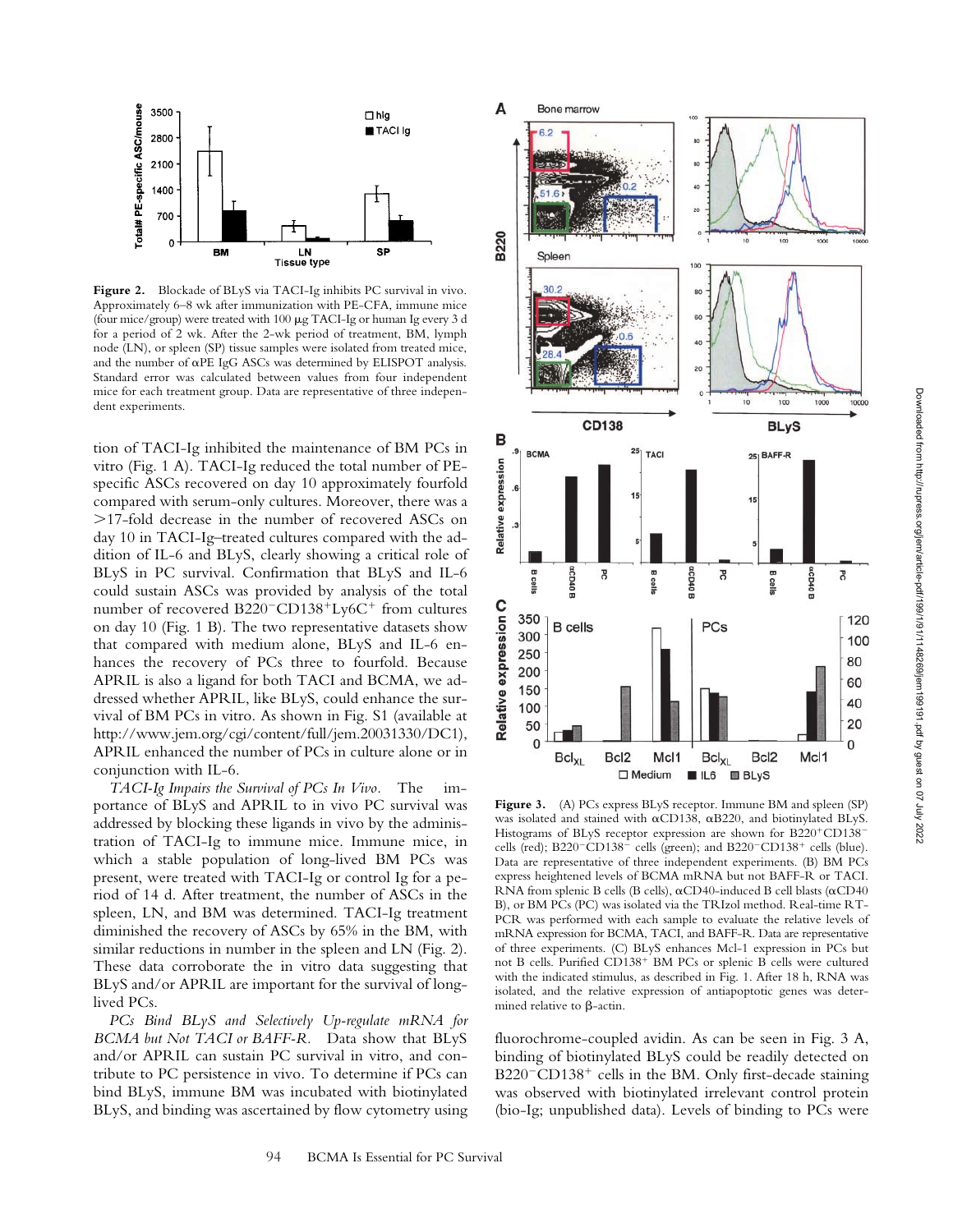**Figure 2.** Blockade of BLyS via TACI-Ig inhibits PC survival in vivo. Approximately 6–8 wk after immunization with PE-CFA, immune mice (four mice/group) were treated with 100 μg TACI-Ig or human Ig every 3 d for a period of 2 wk. After the 2-wk period of treatment, BM, lymph node (LN), or spleen (SP) tissue samples were isolated from treated mice, and the number of αPE IgG ASCs was determined by ELISPOT analysis. Standard error was calculated between values from four independent mice for each treatment group. Data are representative of three independent experiments.

tion of TACI-Ig inhibited the maintenance of BM PCs in vitro (Fig. 1 A). TACI-Ig reduced the total number of PE-specific ASCs recovered on day 10 approximately fourfold compared with serum-only cultures. Moreover, there was a >17-fold decrease in the number of recovered ASCs on day 10 in TACI-Ig–treated cultures compared with the addition of IL-6 and BLyS, clearly showing a critical role of BLyS in PC survival. Confirmation that BLyS and IL-6 could sustain ASCs was provided by analysis of the total number of recovered $B220^-CD138^+Ly6C^+$ from cultures on day 10 (Fig. 1 B). The two representative datasets show that compared with medium alone, BLyS and IL-6 enhances the recovery of PCs three to fourfold. Because APRIL is also a ligand for both TACI and BCMA, we addressed whether APRIL, like BLyS, could enhance the survival of BM PCs in vitro. As shown in Fig. S1 (available at http://www.jem.org/cgi/content/full/jem.20031330/DC1), APRIL enhanced the number of PCs in culture alone or in conjunction with IL-6.

*TACI-Ig Impairs the Survival of PCs In Vivo.* The importance of BLyS and APRIL to in vivo PC survival was addressed by blocking these ligands in vivo by the administration of TACI-Ig to immune mice. Immune mice, in which a stable population of long-lived BM PCs was present, were treated with TACI-Ig or control Ig for a period of 14 d. After treatment, the number of ASCs in the spleen, LN, and BM was determined. TACI-Ig treatment diminished the recovery of ASCs by 65% in the BM, with similar reductions in number in the spleen and LN (Fig. 2). These data corroborate the in vitro data suggesting that BLyS and/or APRIL are important for the survival of long-lived PCs.

*PCs Bind BLyS and Selectively Up-regulate mRNA for BCMA but Not TACI or BAFF-R.* Data show that BLyS and/or APRIL can sustain PC survival in vitro, and contribute to PC persistence in vivo. To determine if PCs can bind BLyS, immune BM was incubated with biotinylated BLyS, and binding was ascertained by flow cytometry using fluorochrome-coupled avidin. As can be seen in Fig. 3 A, binding of biotinylated BLyS could be readily detected on $B220^-CD138^+$ cells in the BM. Only first-decade staining was observed with biotinylated irrelevant control protein (bio-Ig; unpublished data). Levels of binding to PCs were

**Figure 3.** (A) PCs express BLyS receptor. Immune BM and spleen (SP) was isolated and stained with αCD138, αB220, and biotinylated BLyS. Histograms of BLyS receptor expression are shown for $B220^+CD138^-$ cells (red); $B220^-CD138^-$ cells (green); and $B220^-CD138^+$ cells (blue). Data are representative of three independent experiments. (B) BM PCs express heightened levels of BCMA mRNA but not BAFF-R or TACI. RNA from splenic B cells (B cells), αCD40-induced B cell blasts (αCD40 B), or BM PCs (PC) was isolated via the TRIzol method. Real-time RT-PCR was performed with each sample to evaluate the relative levels of mRNA expression for BCMA, TACI, and BAFF-R. Data are representative of three experiments. (C) BLyS enhances Mcl-1 expression in PCs but not B cells. Purified $CD138^+$ BM PCs or splenic B cells were cultured with the indicated stimulus, as described in Fig. 1. After 18 h, RNA was isolated, and the relative expression of antiapoptotic genes was determined relative to β-actin.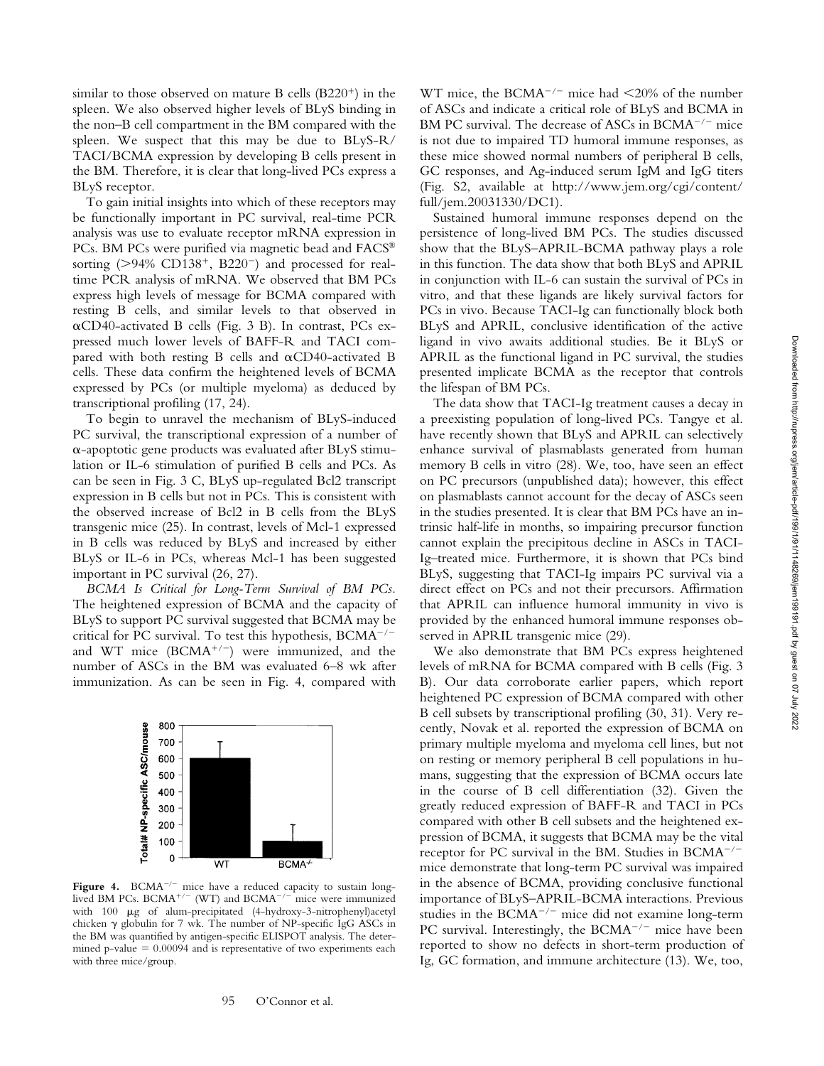similar to those observed on mature B cells (B220$^+$) in the spleen. We also observed higher levels of BLyS binding in the non–B cell compartment in the BM compared with the spleen. We suspect that this may be due to BLyS-R/TACI/BCMA expression by developing B cells present in the BM. Therefore, it is clear that long-lived PCs express a BLyS receptor.

To gain initial insights into which of these receptors may be functionally important in PC survival, real-time PCR analysis was use to evaluate receptor mRNA expression in PCs. BM PCs were purified via magnetic bead and FACS® sorting (>94% CD138$^+$, B220$^-$) and processed for real-time PCR analysis of mRNA. We observed that BM PCs express high levels of message for BCMA compared with resting B cells, and similar levels to that observed in αCD40-activated B cells (Fig. 3 B). In contrast, PCs expressed much lower levels of BAFF-R and TACI compared with both resting B cells and αCD40-activated B cells. These data confirm the heightened levels of BCMA expressed by PCs (or multiple myeloma) as deduced by transcriptional profiling (17, 24).

To begin to unravel the mechanism of BLyS-induced PC survival, the transcriptional expression of a number of α-apoptotic gene products was evaluated after BLyS stimulation or IL-6 stimulation of purified B cells and PCs. As can be seen in Fig. 3 C, BLyS up-regulated Bcl2 transcript expression in B cells but not in PCs. This is consistent with the observed increase of Bcl2 in B cells from the BLyS transgenic mice (25). In contrast, levels of Mcl-1 expressed in B cells was reduced by BLyS and increased by either BLyS or IL-6 in PCs, whereas Mcl-1 has been suggested important in PC survival (26, 27).

*BCMA Is Critical for Long-Term Survival of BM PCs.* The heightened expression of BCMA and the capacity of BLyS to support PC survival suggested that BCMA may be critical for PC survival. To test this hypothesis, BCMA$^{-/-}$ and WT mice (BCMA$^{+/-}$) were immunized, and the number of ASCs in the BM was evaluated 6–8 wk after immunization. As can be seen in Fig. 4, compared with WT mice, the BCMA$^{-/-}$ mice had <20% of the number of ASCs and indicate a critical role of BLyS and BCMA in BM PC survival. The decrease of ASCs in BCMA$^{-/-}$ mice is not due to impaired TD humoral immune responses, as these mice showed normal numbers of peripheral B cells, GC responses, and Ag-induced serum IgM and IgG titers (Fig. S2, available at http://www.jem.org/cgi/content/full/jem.20031330/DC1).

**Figure 4.** BCMA$^{-/-}$ mice have a reduced capacity to sustain long-lived BM PCs. BCMA$^{+/-}$ (WT) and BCMA$^{-/-}$ mice were immunized with 100 μg of alum-precipitated (4-hydroxy-3-nitrophenyl)acetyl chicken γ globulin for 7 wk. The number of NP-specific IgG ASCs in the BM was quantified by antigen-specific ELISPOT analysis. The determined p-value = 0.00094 and is representative of two experiments each with three mice/group.

Sustained humoral immune responses depend on the persistence of long-lived BM PCs. The studies discussed show that the BLyS–APRIL-BCMA pathway plays a role in this function. The data show that both BLyS and APRIL in conjunction with IL-6 can sustain the survival of PCs in vitro, and that these ligands are likely survival factors for PCs in vivo. Because TACI-Ig can functionally block both BLyS and APRIL, conclusive identification of the active ligand in vivo awaits additional studies. Be it BLyS or APRIL as the functional ligand in PC survival, the studies presented implicate BCMA as the receptor that controls the lifespan of BM PCs.

The data show that TACI-Ig treatment causes a decay in a preexisting population of long-lived PCs. Tangye et al. have recently shown that BLyS and APRIL can selectively enhance survival of plasmablasts generated from human memory B cells in vitro (28). We, too, have seen an effect on PC precursors (unpublished data); however, this effect on plasmablasts cannot account for the decay of ASCs seen in the studies presented. It is clear that BM PCs have an intrinsic half-life in months, so impairing precursor function cannot explain the precipitous decline in ASCs in TACI-Ig–treated mice. Furthermore, it is shown that PCs bind BLyS, suggesting that TACI-Ig impairs PC survival via a direct effect on PCs and not their precursors. Affirmation that APRIL can influence humoral immunity in vivo is provided by the enhanced humoral immune responses observed in APRIL transgenic mice (29).

We also demonstrate that BM PCs express heightened levels of mRNA for BCMA compared with B cells (Fig. 3 B). Our data corroborate earlier papers, which report heightened PC expression of BCMA compared with other B cell subsets by transcriptional profiling (30, 31). Very recently, Novak et al. reported the expression of BCMA on primary multiple myeloma and myeloma cell lines, but not on resting or memory peripheral B cell populations in humans, suggesting that the expression of BCMA occurs late in the course of B cell differentiation (32). Given the greatly reduced expression of BAFF-R and TACI in PCs compared with other B cell subsets and the heightened expression of BCMA, it suggests that BCMA may be the vital receptor for PC survival in the BM. Studies in BCMA$^{-/-}$ mice demonstrate that long-term PC survival was impaired in the absence of BCMA, providing conclusive functional importance of BLyS–APRIL-BCMA interactions. Previous studies in the BCMA$^{-/-}$ mice did not examine long-term PC survival. Interestingly, the BCMA$^{-/-}$ mice have been reported to show no defects in short-term production of Ig, GC formation, and immune architecture (13). We, too,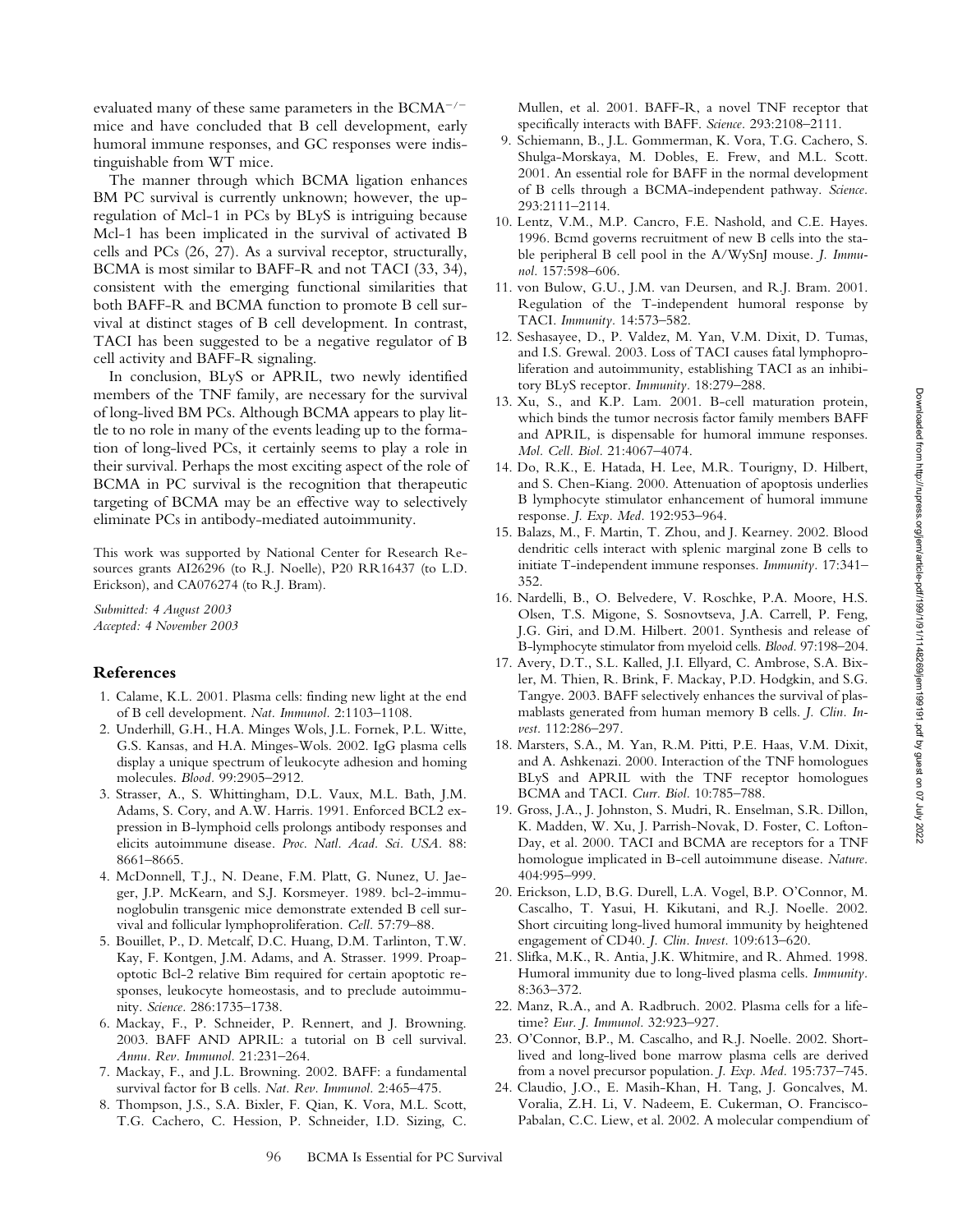evaluated many of these same parameters in the BCMA$^{-/-}$ mice and have concluded that B cell development, early humoral immune responses, and GC responses were indistinguishable from WT mice.

The manner through which BCMA ligation enhances BM PC survival is currently unknown; however, the upregulation of Mcl-1 in PCs by BLyS is intriguing because Mcl-1 has been implicated in the survival of activated B cells and PCs (26, 27). As a survival receptor, structurally, BCMA is most similar to BAFF-R and not TACI (33, 34), consistent with the emerging functional similarities that both BAFF-R and BCMA function to promote B cell survival at distinct stages of B cell development. In contrast, TACI has been suggested to be a negative regulator of B cell activity and BAFF-R signaling.

In conclusion, BLyS or APRIL, two newly identified members of the TNF family, are necessary for the survival of long-lived BM PCs. Although BCMA appears to play little to no role in many of the events leading up to the formation of long-lived PCs, it certainly seems to play a role in their survival. Perhaps the most exciting aspect of the role of BCMA in PC survival is the recognition that therapeutic targeting of BCMA may be an effective way to selectively eliminate PCs in antibody-mediated autoimmunity.

This work was supported by National Center for Research Resources grants AI26296 (to R.J. Noelle), P20 RR16437 (to L.D. Erickson), and CA076274 (to R.J. Bram).

*Submitted: 4 August 2003*
*Accepted: 4 November 2003*

## References

1. Calame, K.L. 2001. Plasma cells: finding new light at the end of B cell development. *Nat. Immunol.* 2:1103–1108.
2. Underhill, G.H., H.A. Minges Wols, J.L. Fornek, P.L. Witte, G.S. Kansas, and H.A. Minges-Wols. 2002. IgG plasma cells display a unique spectrum of leukocyte adhesion and homing molecules. *Blood.* 99:2905–2912.
3. Strasser, A., S. Whittingham, D.L. Vaux, M.L. Bath, J.M. Adams, S. Cory, and A.W. Harris. 1991. Enforced BCL2 expression in B-lymphoid cells prolongs antibody responses and elicits autoimmune disease. *Proc. Natl. Acad. Sci. USA.* 88: 8661–8665.
4. McDonnell, T.J., N. Deane, F.M. Platt, G. Nunez, U. Jaeger, J.P. McKearn, and S.J. Korsmeyer. 1989. bcl-2-immunoglobulin transgenic mice demonstrate extended B cell survival and follicular lymphoproliferation. *Cell.* 57:79–88.
5. Bouillet, P., D. Metcalf, D.C. Huang, D.M. Tarlinton, T.W. Kay, F. Kontgen, J.M. Adams, and A. Strasser. 1999. Proapoptotic Bcl-2 relative Bim required for certain apoptotic responses, leukocyte homeostasis, and to preclude autoimmunity. *Science.* 286:1735–1738.
6. Mackay, F., P. Schneider, P. Rennert, and J. Browning. 2003. BAFF AND APRIL: a tutorial on B cell survival. *Annu. Rev. Immunol.* 21:231–264.
7. Mackay, F., and J.L. Browning. 2002. BAFF: a fundamental survival factor for B cells. *Nat. Rev. Immunol.* 2:465–475.
8. Thompson, J.S., S.A. Bixler, F. Qian, K. Vora, M.L. Scott, T.G. Cachero, C. Hession, P. Schneider, I.D. Sizing, C. Mullen, et al. 2001. BAFF-R, a novel TNF receptor that specifically interacts with BAFF. *Science.* 293:2108–2111.
9. Schiemann, B., J.L. Gommerman, K. Vora, T.G. Cachero, S. Shulga-Morskaya, M. Dobles, E. Frew, and M.L. Scott. 2001. An essential role for BAFF in the normal development of B cells through a BCMA-independent pathway. *Science.* 293:2111–2114.
10. Lentz, V.M., M.P. Cancro, F.E. Nashold, and C.E. Hayes. 1996. Bcmd governs recruitment of new B cells into the stable peripheral B cell pool in the A/WySnJ mouse. *J. Immunol.* 157:598–606.
11. von Bulow, G.U., J.M. van Deursen, and R.J. Bram. 2001. Regulation of the T-independent humoral response by TACI. *Immunity.* 14:573–582.
12. Seshasayee, D., P. Valdez, M. Yan, V.M. Dixit, D. Tumas, and I.S. Grewal. 2003. Loss of TACI causes fatal lymphoproliferation and autoimmunity, establishing TACI as an inhibitory BLyS receptor. *Immunity.* 18:279–288.
13. Xu, S., and K.P. Lam. 2001. B-cell maturation protein, which binds the tumor necrosis factor family members BAFF and APRIL, is dispensable for humoral immune responses. *Mol. Cell. Biol.* 21:4067–4074.
14. Do, R.K., E. Hatada, H. Lee, M.R. Tourigny, D. Hilbert, and S. Chen-Kiang. 2000. Attenuation of apoptosis underlies B lymphocyte stimulator enhancement of humoral immune response. *J. Exp. Med.* 192:953–964.
15. Balazs, M., F. Martin, T. Zhou, and J. Kearney. 2002. Blood dendritic cells interact with splenic marginal zone B cells to initiate T-independent immune responses. *Immunity.* 17:341–352.
16. Nardelli, B., O. Belvedere, V. Roschke, P.A. Moore, H.S. Olsen, T.S. Migone, S. Sosnovtseva, J.A. Carrell, P. Feng, J.G. Giri, and D.M. Hilbert. 2001. Synthesis and release of B-lymphocyte stimulator from myeloid cells. *Blood.* 97:198–204.
17. Avery, D.T., S.L. Kalled, J.I. Ellyard, C. Ambrose, S.A. Bixler, M. Thien, R. Brink, F. Mackay, P.D. Hodgkin, and S.G. Tangye. 2003. BAFF selectively enhances the survival of plasmablasts generated from human memory B cells. *J. Clin. Invest.* 112:286–297.
18. Marsters, S.A., M. Yan, R.M. Pitti, P.E. Haas, V.M. Dixit, and A. Ashkenazi. 2000. Interaction of the TNF homologues BLyS and APRIL with the TNF receptor homologues BCMA and TACI. *Curr. Biol.* 10:785–788.
19. Gross, J.A., J. Johnston, S. Mudri, R. Enselman, S.R. Dillon, K. Madden, W. Xu, J. Parrish-Novak, D. Foster, C. Lofton-Day, et al. 2000. TACI and BCMA are receptors for a TNF homologue implicated in B-cell autoimmune disease. *Nature.* 404:995–999.
20. Erickson, L.D, B.G. Durell, L.A. Vogel, B.P. O'Connor, M. Cascalho, T. Yasui, H. Kikutani, and R.J. Noelle. 2002. Short circuiting long-lived humoral immunity by heightened engagement of CD40. *J. Clin. Invest.* 109:613–620.
21. Slifka, M.K., R. Antia, J.K. Whitmire, and R. Ahmed. 1998. Humoral immunity due to long-lived plasma cells. *Immunity.* 8:363–372.
22. Manz, R.A., and A. Radbruch. 2002. Plasma cells for a lifetime? *Eur. J. Immunol.* 32:923–927.
23. O'Connor, B.P., M. Cascalho, and R.J. Noelle. 2002. Short-lived and long-lived bone marrow plasma cells are derived from a novel precursor population. *J. Exp. Med.* 195:737–745.
24. Claudio, J.O., E. Masih-Khan, H. Tang, J. Goncalves, M. Voralia, Z.H. Li, V. Nadeem, E. Cukerman, O. Francisco-Pabalan, C.C. Liew, et al. 2002. A molecular compendium of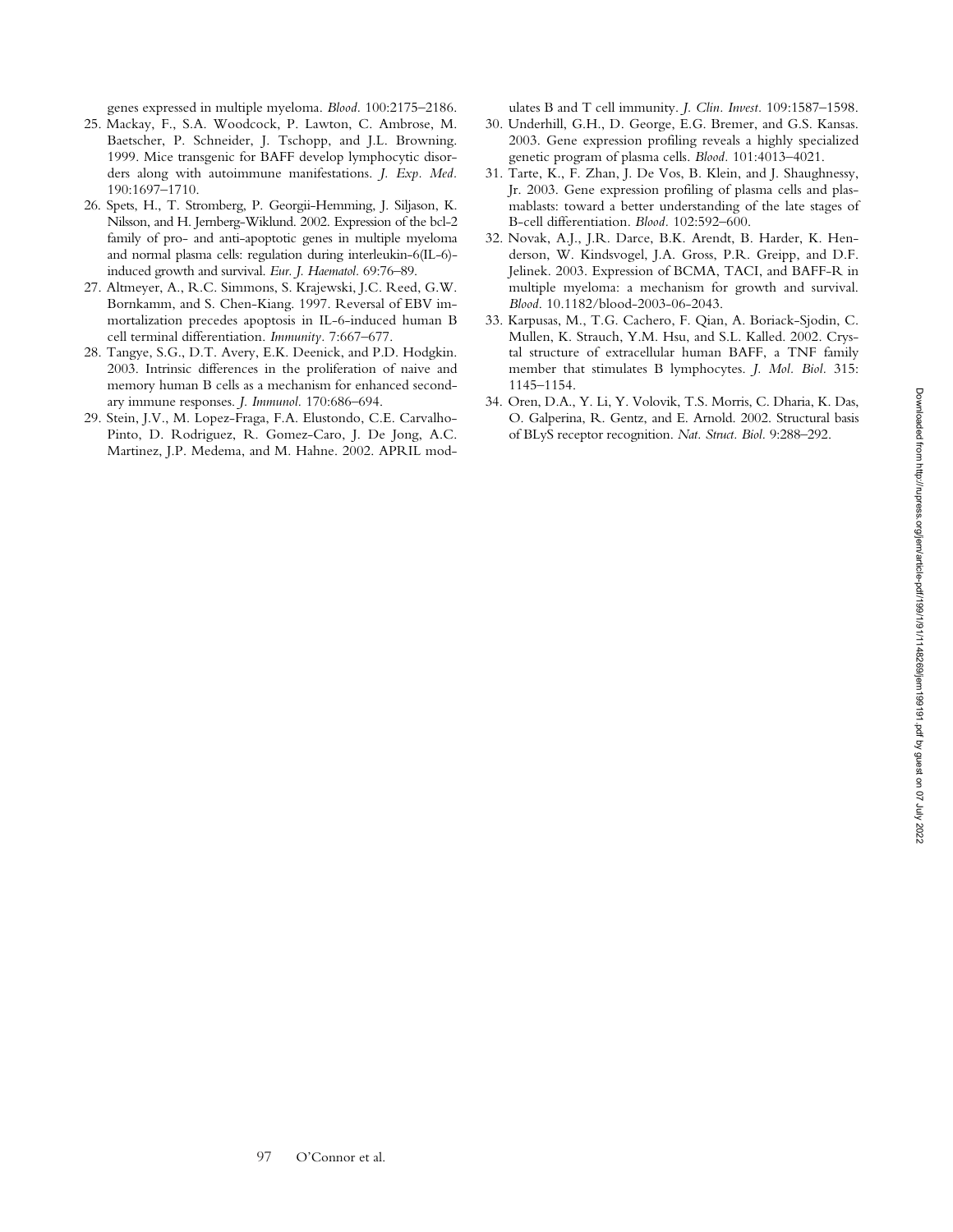genes expressed in multiple myeloma. *Blood.* 100:2175–2186.

25. Mackay, F., S.A. Woodcock, P. Lawton, C. Ambrose, M. Baetscher, P. Schneider, J. Tschopp, and J.L. Browning. 1999. Mice transgenic for BAFF develop lymphocytic disorders along with autoimmune manifestations. *J. Exp. Med.* 190:1697–1710.
26. Spets, H., T. Stromberg, P. Georgii-Hemming, J. Siljason, K. Nilsson, and H. Jernberg-Wiklund. 2002. Expression of the bcl-2 family of pro- and anti-apoptotic genes in multiple myeloma and normal plasma cells: regulation during interleukin-6(IL-6)-induced growth and survival. *Eur. J. Haematol.* 69:76–89.
27. Altmeyer, A., R.C. Simmons, S. Krajewski, J.C. Reed, G.W. Bornkamm, and S. Chen-Kiang. 1997. Reversal of EBV immortalization precedes apoptosis in IL-6-induced human B cell terminal differentiation. *Immunity.* 7:667–677.
28. Tangye, S.G., D.T. Avery, E.K. Deenick, and P.D. Hodgkin. 2003. Intrinsic differences in the proliferation of naive and memory human B cells as a mechanism for enhanced secondary immune responses. *J. Immunol.* 170:686–694.
29. Stein, J.V., M. Lopez-Fraga, F.A. Elustondo, C.E. Carvalho-Pinto, D. Rodriguez, R. Gomez-Caro, J. De Jong, A.C. Martinez, J.P. Medema, and M. Hahne. 2002. APRIL modulates B and T cell immunity. *J. Clin. Invest.* 109:1587–1598.
30. Underhill, G.H., D. George, E.G. Bremer, and G.S. Kansas. 2003. Gene expression profiling reveals a highly specialized genetic program of plasma cells. *Blood.* 101:4013–4021.
31. Tarte, K., F. Zhan, J. De Vos, B. Klein, and J. Shaughnessy, Jr. 2003. Gene expression profiling of plasma cells and plasmablasts: toward a better understanding of the late stages of B-cell differentiation. *Blood.* 102:592–600.
32. Novak, A.J., J.R. Darce, B.K. Arendt, B. Harder, K. Henderson, W. Kindsvogel, J.A. Gross, P.R. Greipp, and D.F. Jelinek. 2003. Expression of BCMA, TACI, and BAFF-R in multiple myeloma: a mechanism for growth and survival. *Blood.* 10.1182/blood-2003-06-2043.
33. Karpusas, M., T.G. Cachero, F. Qian, A. Boriack-Sjodin, C. Mullen, K. Strauch, Y.M. Hsu, and S.L. Kalled. 2002. Crystal structure of extracellular human BAFF, a TNF family member that stimulates B lymphocytes. *J. Mol. Biol.* 315: 1145–1154.
34. Oren, D.A., Y. Li, Y. Volovik, T.S. Morris, C. Dharia, K. Das, O. Galperina, R. Gentz, and E. Arnold. 2002. Structural basis of BLyS receptor recognition. *Nat. Struct. Biol.* 9:288–292.